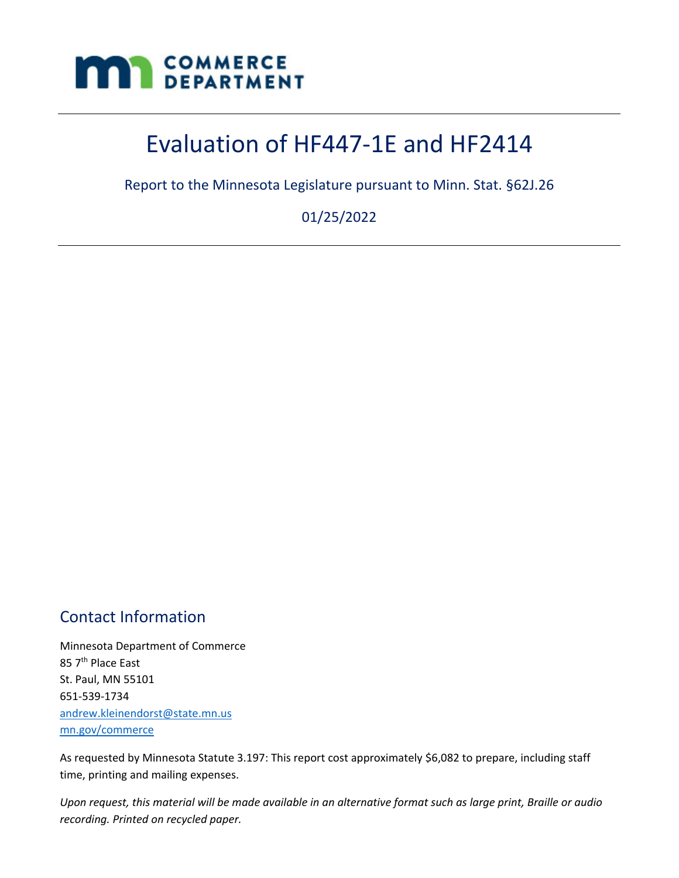COMMERCE DEPARTMENT

# Evaluation of HF447-1E and HF2414

Report to the Minnesota Legislature pursuant to Minn. Stat. §62J.26

01/25/2022

## Contact Information

Minnesota Department of Commerce
85 7th Place East
St. Paul, MN 55101
651-539-1734
andrew.kleinendorst@state.mn.us
mn.gov/commerce

As requested by Minnesota Statute 3.197: This report cost approximately $6,082 to prepare, including staff time, printing and mailing expenses.

*Upon request, this material will be made available in an alternative format such as large print, Braille or audio recording. Printed on recycled paper.*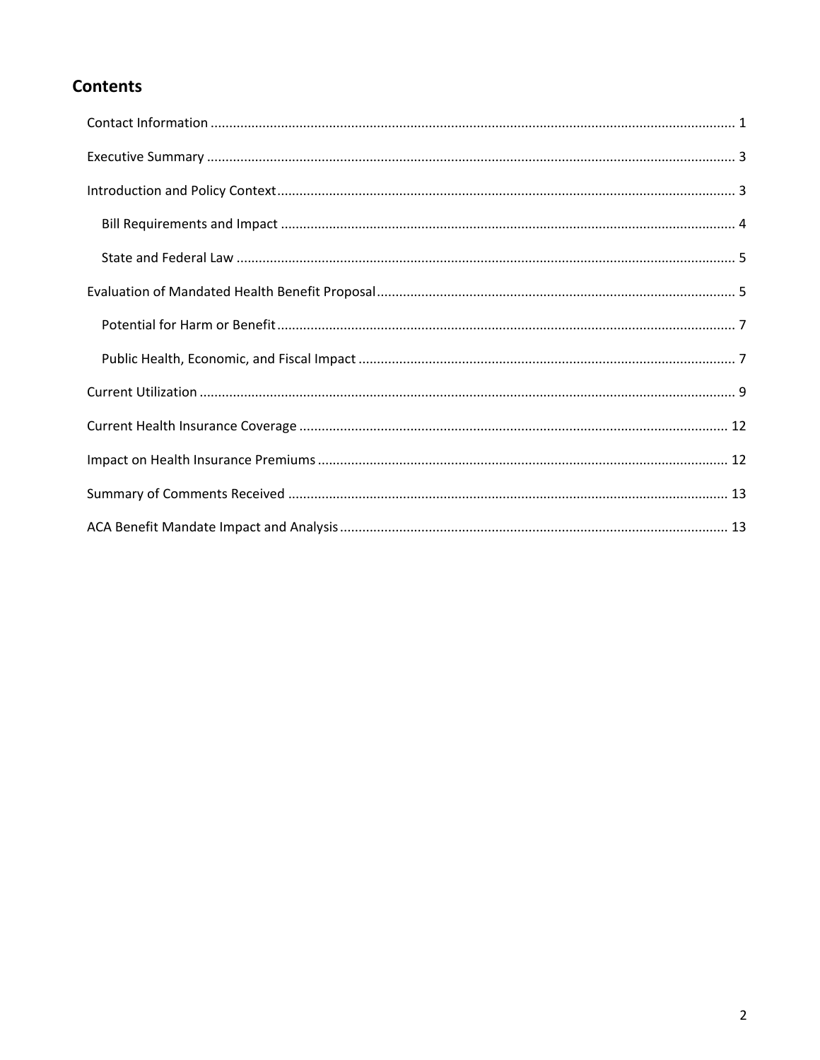## Contents

Contact Information ............................................................................................................................ 1

Executive Summary ............................................................................................................................. 3

Introduction and Policy Context ........................................................................................................... 3

- Bill Requirements and Impact ......................................................................................................... 4
- State and Federal Law .................................................................................................................... 5

Evaluation of Mandated Health Benefit Proposal ................................................................................ 5

- Potential for Harm or Benefit .......................................................................................................... 7
- Public Health, Economic, and Fiscal Impact .................................................................................... 7

Current Utilization ............................................................................................................................... 9

Current Health Insurance Coverage .................................................................................................. 12

Impact on Health Insurance Premiums ............................................................................................. 12

Summary of Comments Received ..................................................................................................... 13

ACA Benefit Mandate Impact and Analysis ....................................................................................... 13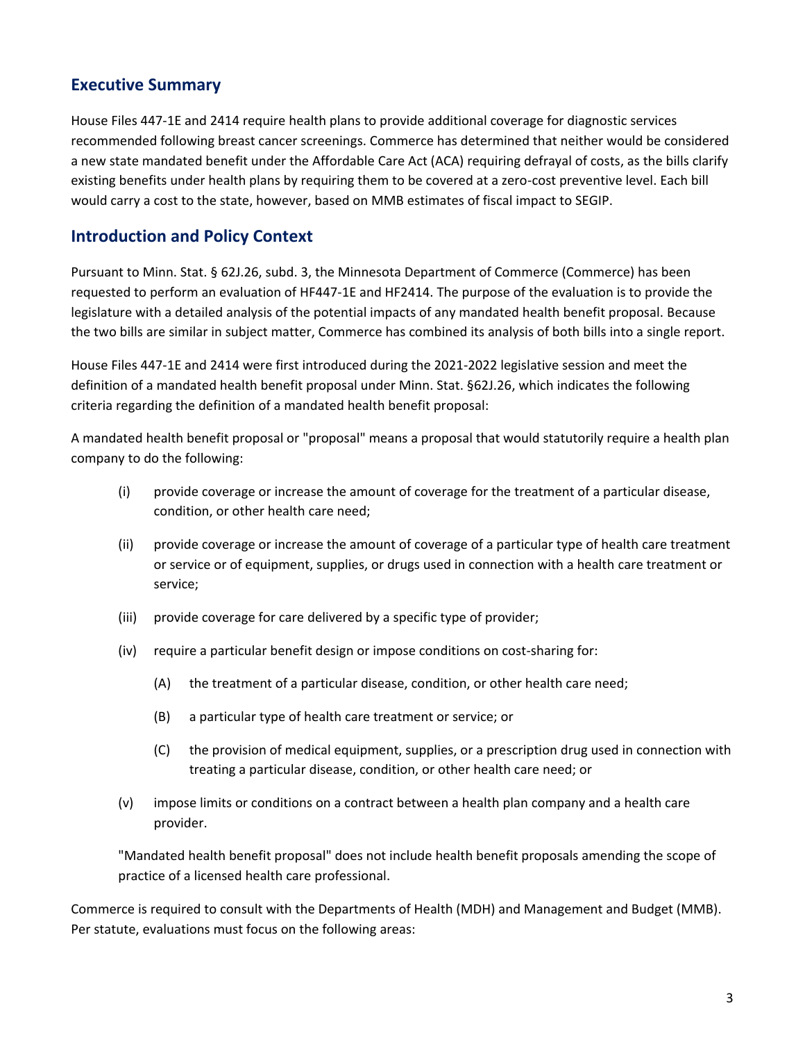## Executive Summary

House Files 447-1E and 2414 require health plans to provide additional coverage for diagnostic services recommended following breast cancer screenings. Commerce has determined that neither would be considered a new state mandated benefit under the Affordable Care Act (ACA) requiring defrayal of costs, as the bills clarify existing benefits under health plans by requiring them to be covered at a zero-cost preventive level. Each bill would carry a cost to the state, however, based on MMB estimates of fiscal impact to SEGIP.

## Introduction and Policy Context

Pursuant to Minn. Stat. § 62J.26, subd. 3, the Minnesota Department of Commerce (Commerce) has been requested to perform an evaluation of HF447-1E and HF2414. The purpose of the evaluation is to provide the legislature with a detailed analysis of the potential impacts of any mandated health benefit proposal. Because the two bills are similar in subject matter, Commerce has combined its analysis of both bills into a single report.

House Files 447-1E and 2414 were first introduced during the 2021-2022 legislative session and meet the definition of a mandated health benefit proposal under Minn. Stat. §62J.26, which indicates the following criteria regarding the definition of a mandated health benefit proposal:

A mandated health benefit proposal or "proposal" means a proposal that would statutorily require a health plan company to do the following:

- (i) provide coverage or increase the amount of coverage for the treatment of a particular disease, condition, or other health care need;
- (ii) provide coverage or increase the amount of coverage of a particular type of health care treatment or service or of equipment, supplies, or drugs used in connection with a health care treatment or service;
- (iii) provide coverage for care delivered by a specific type of provider;
- (iv) require a particular benefit design or impose conditions on cost-sharing for:
  - (A) the treatment of a particular disease, condition, or other health care need;
  - (B) a particular type of health care treatment or service; or
  - (C) the provision of medical equipment, supplies, or a prescription drug used in connection with treating a particular disease, condition, or other health care need; or
- (v) impose limits or conditions on a contract between a health plan company and a health care provider.

"Mandated health benefit proposal" does not include health benefit proposals amending the scope of practice of a licensed health care professional.

Commerce is required to consult with the Departments of Health (MDH) and Management and Budget (MMB). Per statute, evaluations must focus on the following areas: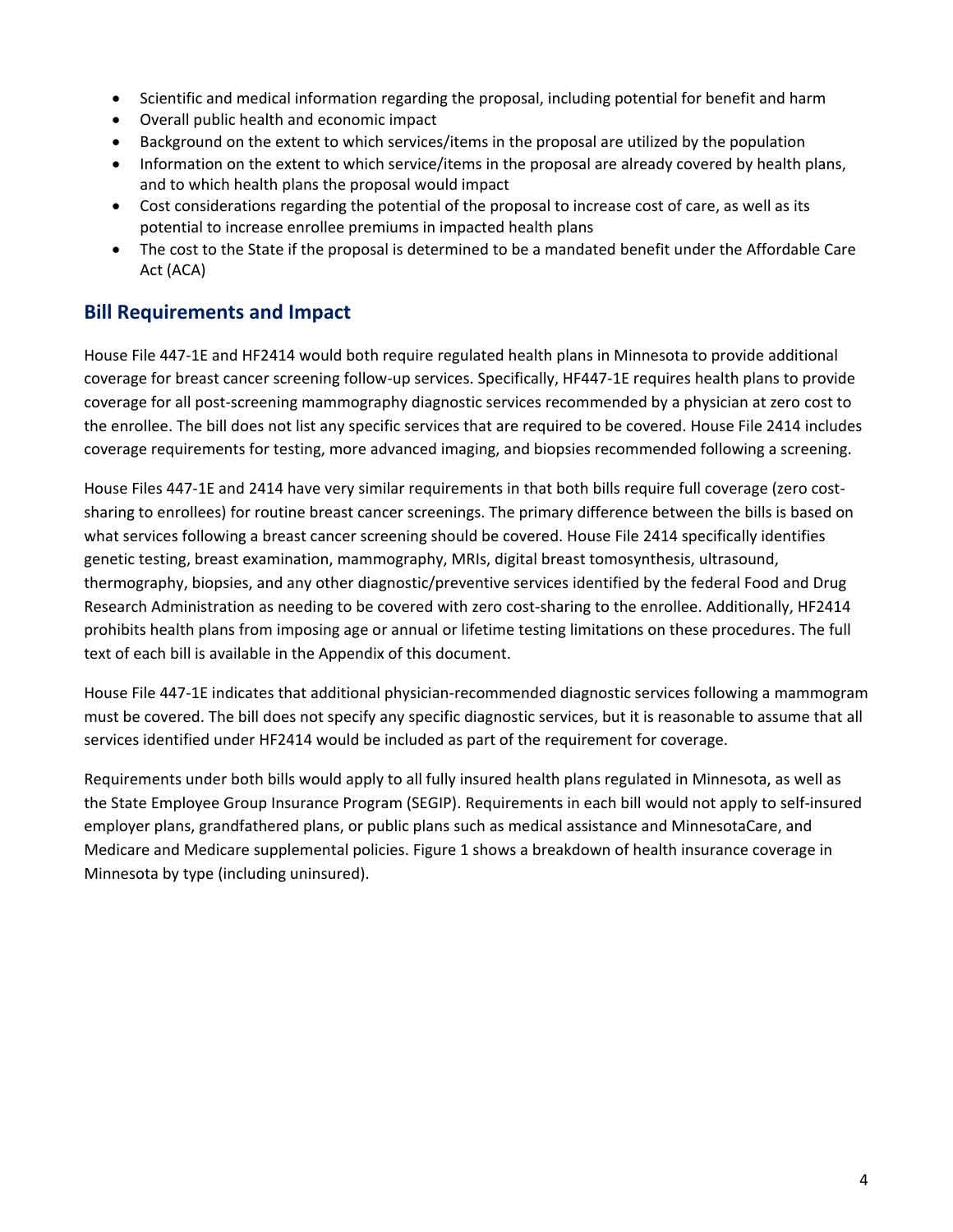- Scientific and medical information regarding the proposal, including potential for benefit and harm
- Overall public health and economic impact
- Background on the extent to which services/items in the proposal are utilized by the population
- Information on the extent to which service/items in the proposal are already covered by health plans, and to which health plans the proposal would impact
- Cost considerations regarding the potential of the proposal to increase cost of care, as well as its potential to increase enrollee premiums in impacted health plans
- The cost to the State if the proposal is determined to be a mandated benefit under the Affordable Care Act (ACA)

## Bill Requirements and Impact

House File 447-1E and HF2414 would both require regulated health plans in Minnesota to provide additional coverage for breast cancer screening follow-up services. Specifically, HF447-1E requires health plans to provide coverage for all post-screening mammography diagnostic services recommended by a physician at zero cost to the enrollee. The bill does not list any specific services that are required to be covered. House File 2414 includes coverage requirements for testing, more advanced imaging, and biopsies recommended following a screening.

House Files 447-1E and 2414 have very similar requirements in that both bills require full coverage (zero cost-sharing to enrollees) for routine breast cancer screenings. The primary difference between the bills is based on what services following a breast cancer screening should be covered. House File 2414 specifically identifies genetic testing, breast examination, mammography, MRIs, digital breast tomosynthesis, ultrasound, thermography, biopsies, and any other diagnostic/preventive services identified by the federal Food and Drug Research Administration as needing to be covered with zero cost-sharing to the enrollee. Additionally, HF2414 prohibits health plans from imposing age or annual or lifetime testing limitations on these procedures. The full text of each bill is available in the Appendix of this document.

House File 447-1E indicates that additional physician-recommended diagnostic services following a mammogram must be covered. The bill does not specify any specific diagnostic services, but it is reasonable to assume that all services identified under HF2414 would be included as part of the requirement for coverage.

Requirements under both bills would apply to all fully insured health plans regulated in Minnesota, as well as the State Employee Group Insurance Program (SEGIP). Requirements in each bill would not apply to self-insured employer plans, grandfathered plans, or public plans such as medical assistance and MinnesotaCare, and Medicare and Medicare supplemental policies. Figure 1 shows a breakdown of health insurance coverage in Minnesota by type (including uninsured).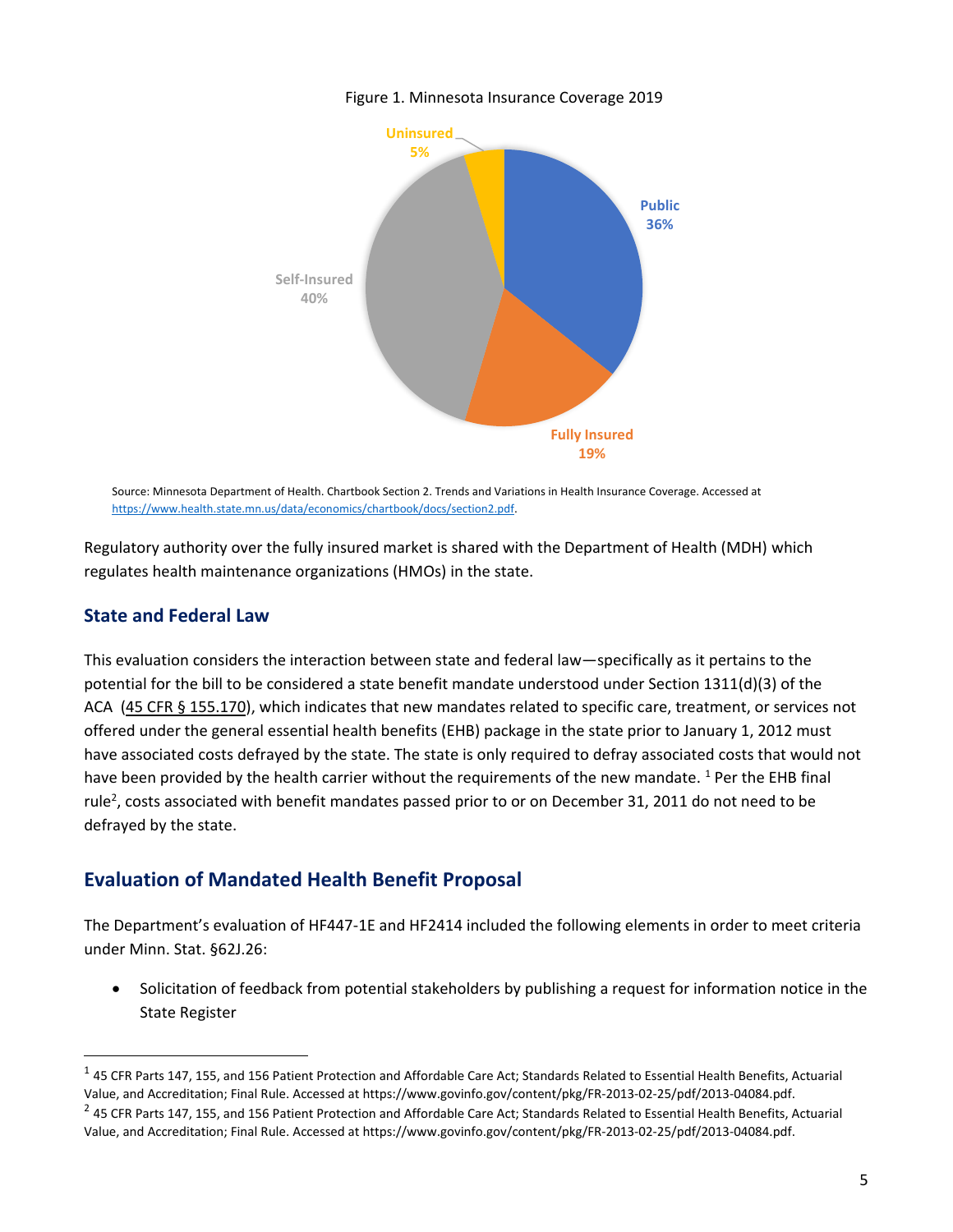Figure 1. Minnesota Insurance Coverage 2019

Uninsured 5%

Public 36%

Self-Insured 40%

Fully Insured 19%

Source: Minnesota Department of Health. Chartbook Section 2. Trends and Variations in Health Insurance Coverage. Accessed at https://www.health.state.mn.us/data/economics/chartbook/docs/section2.pdf.

Regulatory authority over the fully insured market is shared with the Department of Health (MDH) which regulates health maintenance organizations (HMOs) in the state.

## State and Federal Law

This evaluation considers the interaction between state and federal law—specifically as it pertains to the potential for the bill to be considered a state benefit mandate understood under Section 1311(d)(3) of the ACA (45 CFR § 155.170), which indicates that new mandates related to specific care, treatment, or services not offered under the general essential health benefits (EHB) package in the state prior to January 1, 2012 must have associated costs defrayed by the state. The state is only required to defray associated costs that would not have been provided by the health carrier without the requirements of the new mandate. [1] Per the EHB final rule[2], costs associated with benefit mandates passed prior to or on December 31, 2011 do not need to be defrayed by the state.

## Evaluation of Mandated Health Benefit Proposal

The Department's evaluation of HF447-1E and HF2414 included the following elements in order to meet criteria under Minn. Stat. §62J.26:

- Solicitation of feedback from potential stakeholders by publishing a request for information notice in the State Register

[1] 45 CFR Parts 147, 155, and 156 Patient Protection and Affordable Care Act; Standards Related to Essential Health Benefits, Actuarial Value, and Accreditation; Final Rule. Accessed at https://www.govinfo.gov/content/pkg/FR-2013-02-25/pdf/2013-04084.pdf.

[2] 45 CFR Parts 147, 155, and 156 Patient Protection and Affordable Care Act; Standards Related to Essential Health Benefits, Actuarial Value, and Accreditation; Final Rule. Accessed at https://www.govinfo.gov/content/pkg/FR-2013-02-25/pdf/2013-04084.pdf.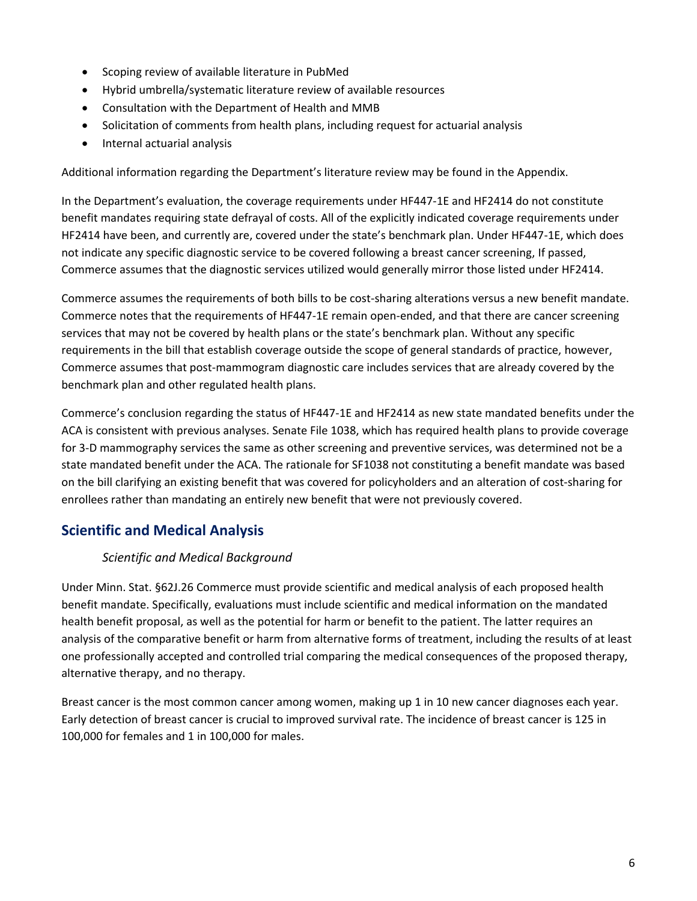- Scoping review of available literature in PubMed
- Hybrid umbrella/systematic literature review of available resources
- Consultation with the Department of Health and MMB
- Solicitation of comments from health plans, including request for actuarial analysis
- Internal actuarial analysis

Additional information regarding the Department's literature review may be found in the Appendix.

In the Department's evaluation, the coverage requirements under HF447-1E and HF2414 do not constitute benefit mandates requiring state defrayal of costs. All of the explicitly indicated coverage requirements under HF2414 have been, and currently are, covered under the state's benchmark plan. Under HF447-1E, which does not indicate any specific diagnostic service to be covered following a breast cancer screening, If passed, Commerce assumes that the diagnostic services utilized would generally mirror those listed under HF2414.

Commerce assumes the requirements of both bills to be cost-sharing alterations versus a new benefit mandate. Commerce notes that the requirements of HF447-1E remain open-ended, and that there are cancer screening services that may not be covered by health plans or the state's benchmark plan. Without any specific requirements in the bill that establish coverage outside the scope of general standards of practice, however, Commerce assumes that post-mammogram diagnostic care includes services that are already covered by the benchmark plan and other regulated health plans.

Commerce's conclusion regarding the status of HF447-1E and HF2414 as new state mandated benefits under the ACA is consistent with previous analyses. Senate File 1038, which has required health plans to provide coverage for 3-D mammography services the same as other screening and preventive services, was determined not be a state mandated benefit under the ACA. The rationale for SF1038 not constituting a benefit mandate was based on the bill clarifying an existing benefit that was covered for policyholders and an alteration of cost-sharing for enrollees rather than mandating an entirely new benefit that were not previously covered.

## Scientific and Medical Analysis

### *Scientific and Medical Background*

Under Minn. Stat. §62J.26 Commerce must provide scientific and medical analysis of each proposed health benefit mandate. Specifically, evaluations must include scientific and medical information on the mandated health benefit proposal, as well as the potential for harm or benefit to the patient. The latter requires an analysis of the comparative benefit or harm from alternative forms of treatment, including the results of at least one professionally accepted and controlled trial comparing the medical consequences of the proposed therapy, alternative therapy, and no therapy.

Breast cancer is the most common cancer among women, making up 1 in 10 new cancer diagnoses each year. Early detection of breast cancer is crucial to improved survival rate. The incidence of breast cancer is 125 in 100,000 for females and 1 in 100,000 for males.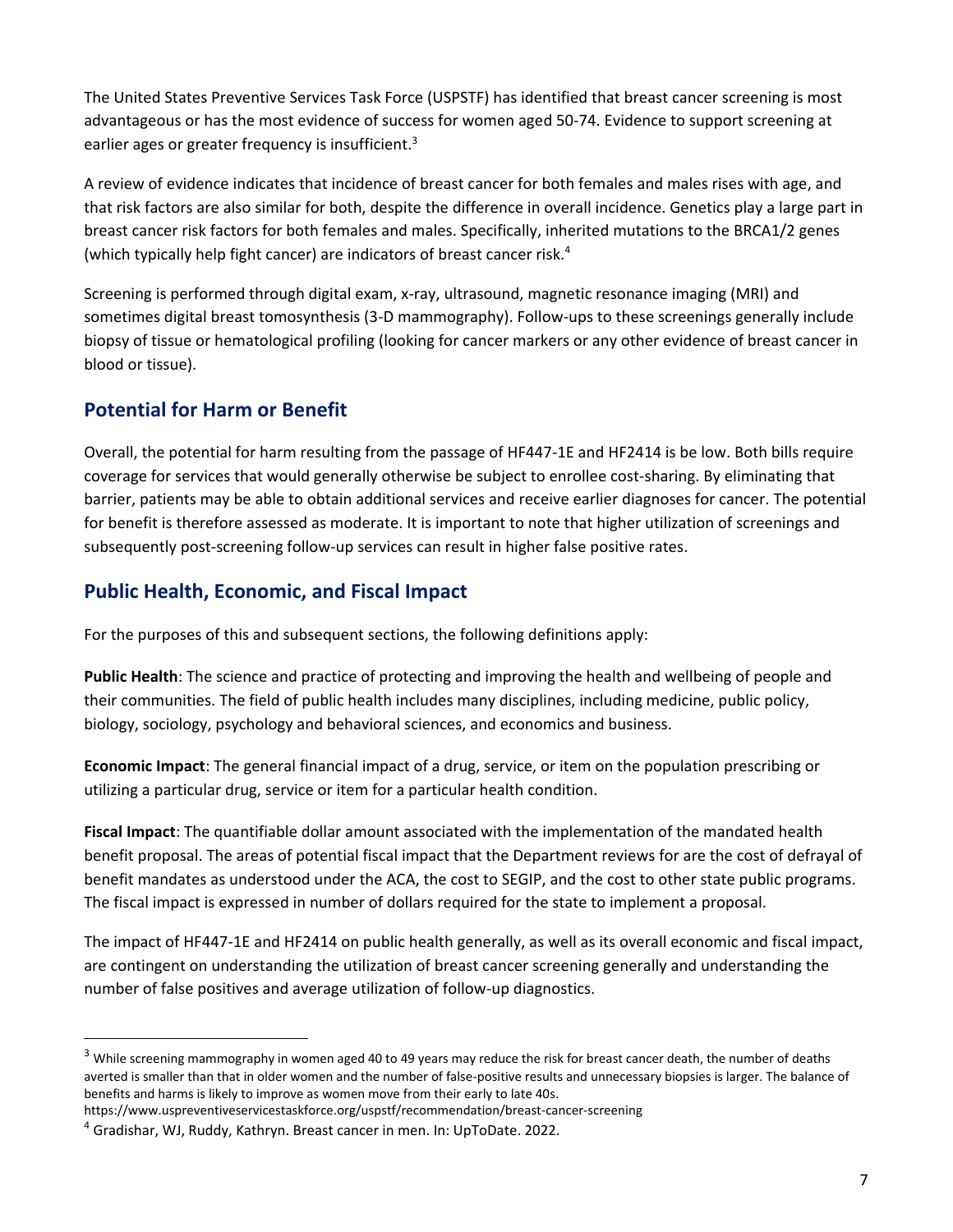The United States Preventive Services Task Force (USPSTF) has identified that breast cancer screening is most advantageous or has the most evidence of success for women aged 50-74. Evidence to support screening at earlier ages or greater frequency is insufficient.[3]

A review of evidence indicates that incidence of breast cancer for both females and males rises with age, and that risk factors are also similar for both, despite the difference in overall incidence. Genetics play a large part in breast cancer risk factors for both females and males. Specifically, inherited mutations to the BRCA1/2 genes (which typically help fight cancer) are indicators of breast cancer risk.[4]

Screening is performed through digital exam, x-ray, ultrasound, magnetic resonance imaging (MRI) and sometimes digital breast tomosynthesis (3-D mammography). Follow-ups to these screenings generally include biopsy of tissue or hematological profiling (looking for cancer markers or any other evidence of breast cancer in blood or tissue).

## Potential for Harm or Benefit

Overall, the potential for harm resulting from the passage of HF447-1E and HF2414 is be low. Both bills require coverage for services that would generally otherwise be subject to enrollee cost-sharing. By eliminating that barrier, patients may be able to obtain additional services and receive earlier diagnoses for cancer. The potential for benefit is therefore assessed as moderate. It is important to note that higher utilization of screenings and subsequently post-screening follow-up services can result in higher false positive rates.

## Public Health, Economic, and Fiscal Impact

For the purposes of this and subsequent sections, the following definitions apply:

**Public Health**: The science and practice of protecting and improving the health and wellbeing of people and their communities. The field of public health includes many disciplines, including medicine, public policy, biology, sociology, psychology and behavioral sciences, and economics and business.

**Economic Impact**: The general financial impact of a drug, service, or item on the population prescribing or utilizing a particular drug, service or item for a particular health condition.

**Fiscal Impact**: The quantifiable dollar amount associated with the implementation of the mandated health benefit proposal. The areas of potential fiscal impact that the Department reviews for are the cost of defrayal of benefit mandates as understood under the ACA, the cost to SEGIP, and the cost to other state public programs. The fiscal impact is expressed in number of dollars required for the state to implement a proposal.

The impact of HF447-1E and HF2414 on public health generally, as well as its overall economic and fiscal impact, are contingent on understanding the utilization of breast cancer screening generally and understanding the number of false positives and average utilization of follow-up diagnostics.

---

[3] While screening mammography in women aged 40 to 49 years may reduce the risk for breast cancer death, the number of deaths averted is smaller than that in older women and the number of false-positive results and unnecessary biopsies is larger. The balance of benefits and harms is likely to improve as women move from their early to late 40s.
https://www.uspreventiveservicestaskforce.org/uspstf/recommendation/breast-cancer-screening

[4] Gradishar, WJ, Ruddy, Kathryn. Breast cancer in men. In: UpToDate. 2022.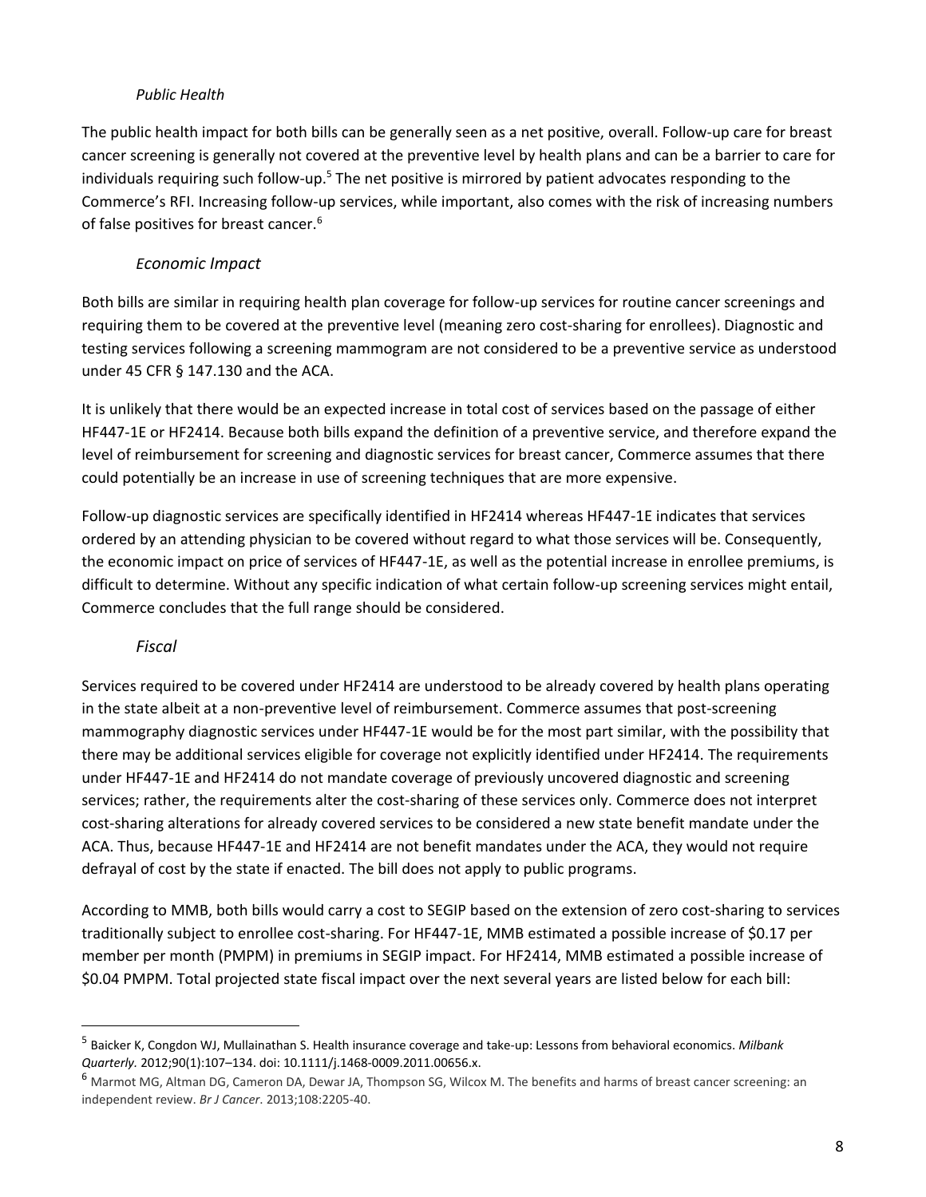### *Public Health*

The public health impact for both bills can be generally seen as a net positive, overall. Follow-up care for breast cancer screening is generally not covered at the preventive level by health plans and can be a barrier to care for individuals requiring such follow-up.[5] The net positive is mirrored by patient advocates responding to the Commerce's RFI. Increasing follow-up services, while important, also comes with the risk of increasing numbers of false positives for breast cancer.[6]

### *Economic Impact*

Both bills are similar in requiring health plan coverage for follow-up services for routine cancer screenings and requiring them to be covered at the preventive level (meaning zero cost-sharing for enrollees). Diagnostic and testing services following a screening mammogram are not considered to be a preventive service as understood under 45 CFR § 147.130 and the ACA.

It is unlikely that there would be an expected increase in total cost of services based on the passage of either HF447-1E or HF2414. Because both bills expand the definition of a preventive service, and therefore expand the level of reimbursement for screening and diagnostic services for breast cancer, Commerce assumes that there could potentially be an increase in use of screening techniques that are more expensive.

Follow-up diagnostic services are specifically identified in HF2414 whereas HF447-1E indicates that services ordered by an attending physician to be covered without regard to what those services will be. Consequently, the economic impact on price of services of HF447-1E, as well as the potential increase in enrollee premiums, is difficult to determine. Without any specific indication of what certain follow-up screening services might entail, Commerce concludes that the full range should be considered.

### *Fiscal*

Services required to be covered under HF2414 are understood to be already covered by health plans operating in the state albeit at a non-preventive level of reimbursement. Commerce assumes that post-screening mammography diagnostic services under HF447-1E would be for the most part similar, with the possibility that there may be additional services eligible for coverage not explicitly identified under HF2414. The requirements under HF447-1E and HF2414 do not mandate coverage of previously uncovered diagnostic and screening services; rather, the requirements alter the cost-sharing of these services only. Commerce does not interpret cost-sharing alterations for already covered services to be considered a new state benefit mandate under the ACA. Thus, because HF447-1E and HF2414 are not benefit mandates under the ACA, they would not require defrayal of cost by the state if enacted. The bill does not apply to public programs.

According to MMB, both bills would carry a cost to SEGIP based on the extension of zero cost-sharing to services traditionally subject to enrollee cost-sharing. For HF447-1E, MMB estimated a possible increase of $0.17 per member per month (PMPM) in premiums in SEGIP impact. For HF2414, MMB estimated a possible increase of $0.04 PMPM. Total projected state fiscal impact over the next several years are listed below for each bill:

---

[5] Baicker K, Congdon WJ, Mullainathan S. Health insurance coverage and take-up: Lessons from behavioral economics. *Milbank Quarterly.* 2012;90(1):107–134. doi: 10.1111/j.1468-0009.2011.00656.x.

[6] Marmot MG, Altman DG, Cameron DA, Dewar JA, Thompson SG, Wilcox M. The benefits and harms of breast cancer screening: an independent review. *Br J Cancer.* 2013;108:2205-40.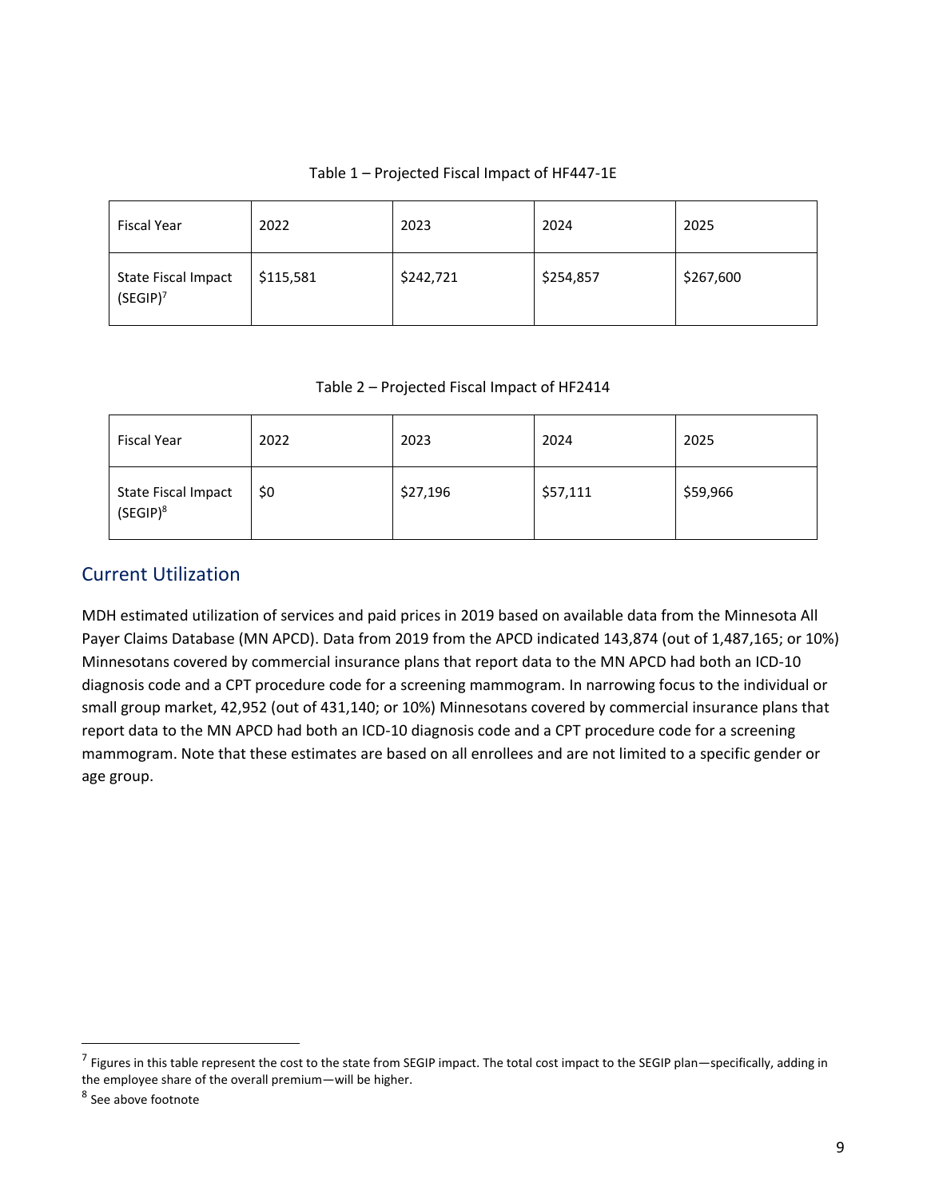Table 1 – Projected Fiscal Impact of HF447-1E

| Fiscal Year | 2022 | 2023 | 2024 | 2025 |
|---|---|---|---|---|
| State Fiscal Impact (SEGIP)[7] | $115,581 | $242,721 | $254,857 | $267,600 |

Table 2 – Projected Fiscal Impact of HF2414

| Fiscal Year | 2022 | 2023 | 2024 | 2025 |
|---|---|---|---|---|
| State Fiscal Impact (SEGIP)[8] | $0 | $27,196 | $57,111 | $59,966 |

## Current Utilization

MDH estimated utilization of services and paid prices in 2019 based on available data from the Minnesota All Payer Claims Database (MN APCD). Data from 2019 from the APCD indicated 143,874 (out of 1,487,165; or 10%) Minnesotans covered by commercial insurance plans that report data to the MN APCD had both an ICD-10 diagnosis code and a CPT procedure code for a screening mammogram. In narrowing focus to the individual or small group market, 42,952 (out of 431,140; or 10%) Minnesotans covered by commercial insurance plans that report data to the MN APCD had both an ICD-10 diagnosis code and a CPT procedure code for a screening mammogram. Note that these estimates are based on all enrollees and are not limited to a specific gender or age group.

[7] Figures in this table represent the cost to the state from SEGIP impact. The total cost impact to the SEGIP plan—specifically, adding in the employee share of the overall premium—will be higher.

[8] See above footnote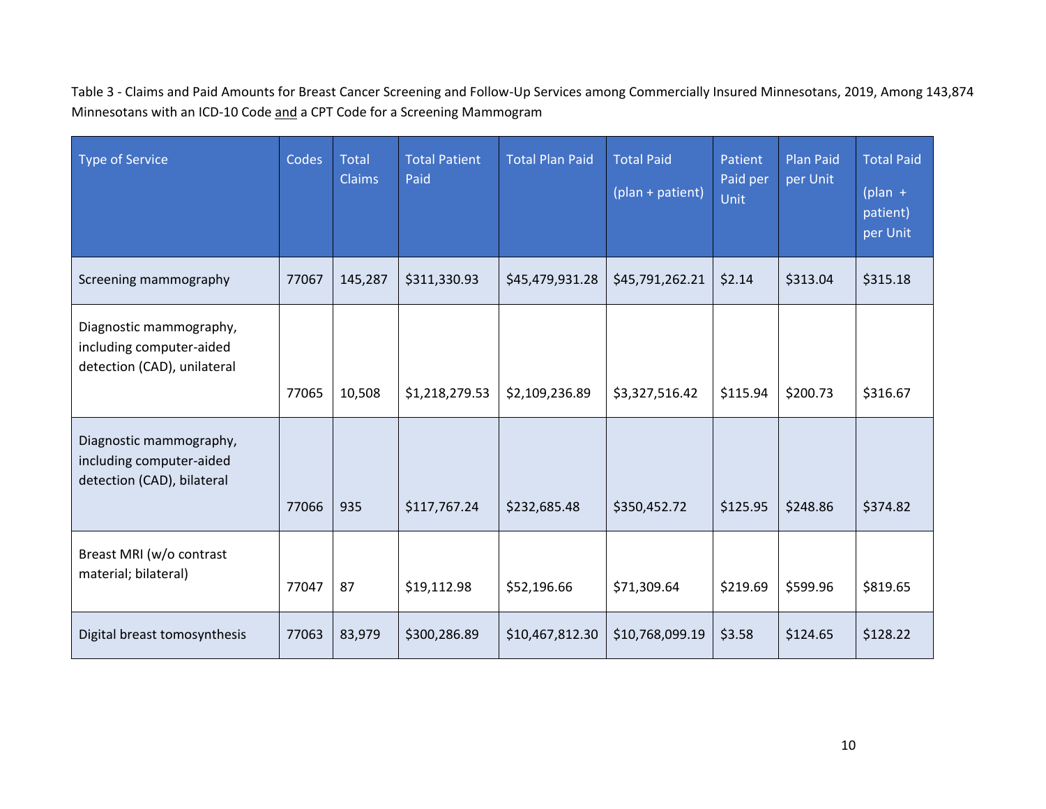Table 3 - Claims and Paid Amounts for Breast Cancer Screening and Follow-Up Services among Commercially Insured Minnesotans, 2019, Among 143,874 Minnesotans with an ICD-10 Code and a CPT Code for a Screening Mammogram

| Type of Service | Codes | Total Claims | Total Patient Paid | Total Plan Paid | Total Paid (plan + patient) | Patient Paid per Unit | Plan Paid per Unit | Total Paid (plan + patient) per Unit |
|---|---|---|---|---|---|---|---|---|
| Screening mammography | 77067 | 145,287 | $311,330.93 | $45,479,931.28 | $45,791,262.21 | $2.14 | $313.04 | $315.18 |
| Diagnostic mammography, including computer-aided detection (CAD), unilateral | 77065 | 10,508 | $1,218,279.53 | $2,109,236.89 | $3,327,516.42 | $115.94 | $200.73 | $316.67 |
| Diagnostic mammography, including computer-aided detection (CAD), bilateral | 77066 | 935 | $117,767.24 | $232,685.48 | $350,452.72 | $125.95 | $248.86 | $374.82 |
| Breast MRI (w/o contrast material; bilateral) | 77047 | 87 | $19,112.98 | $52,196.66 | $71,309.64 | $219.69 | $599.96 | $819.65 |
| Digital breast tomosynthesis | 77063 | 83,979 | $300,286.89 | $10,467,812.30 | $10,768,099.19 | $3.58 | $124.65 | $128.22 |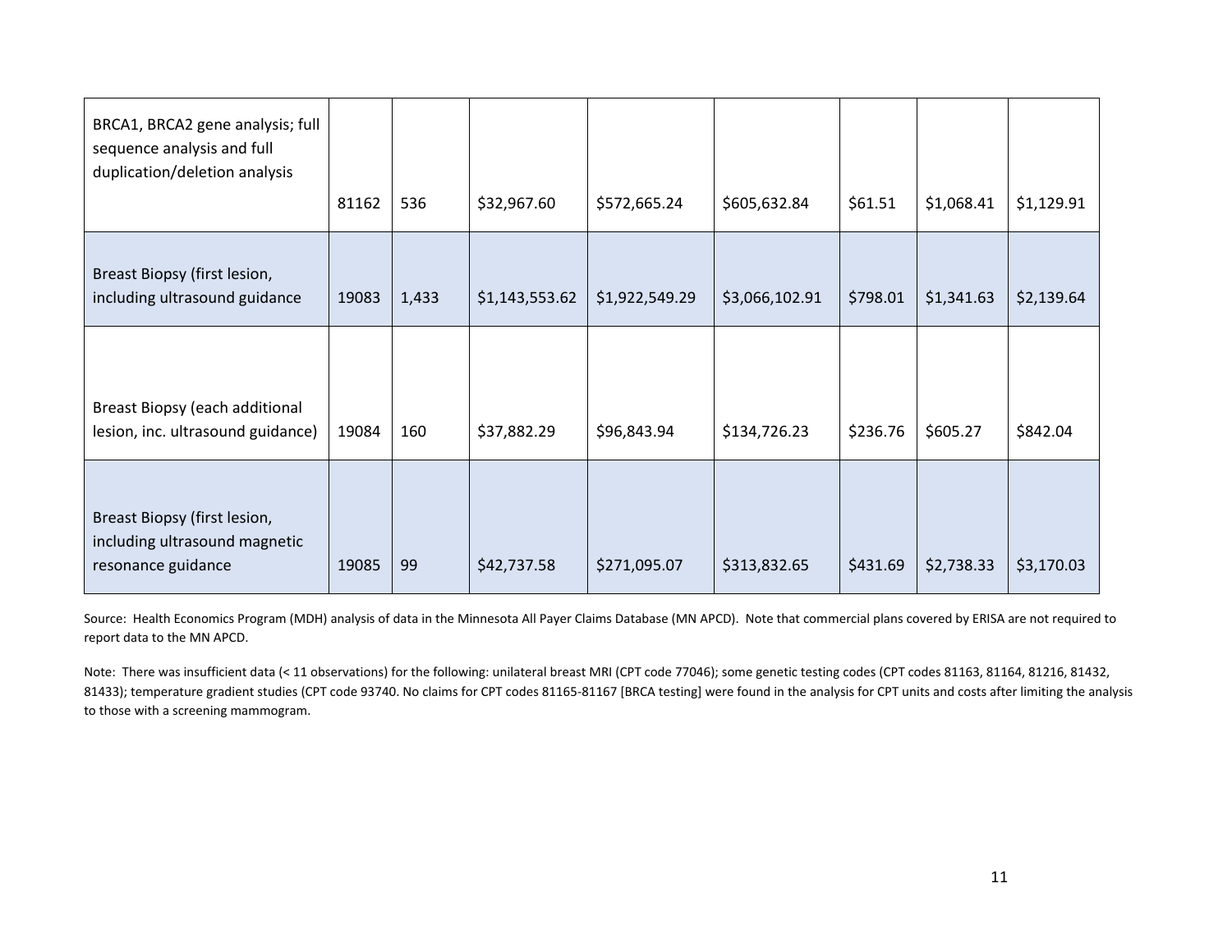| | | | | | | | | |
|---|---|---|---|---|---|---|---|---|
| BRCA1, BRCA2 gene analysis; full sequence analysis and full duplication/deletion analysis | 81162 | 536 | $32,967.60 | $572,665.24 | $605,632.84 | $61.51 | $1,068.41 | $1,129.91 |
| Breast Biopsy (first lesion, including ultrasound guidance | 19083 | 1,433 | $1,143,553.62 | $1,922,549.29 | $3,066,102.91 | $798.01 | $1,341.63 | $2,139.64 |
| Breast Biopsy (each additional lesion, inc. ultrasound guidance) | 19084 | 160 | $37,882.29 | $96,843.94 | $134,726.23 | $236.76 | $605.27 | $842.04 |
| Breast Biopsy (first lesion, including ultrasound magnetic resonance guidance | 19085 | 99 | $42,737.58 | $271,095.07 | $313,832.65 | $431.69 | $2,738.33 | $3,170.03 |

Source: Health Economics Program (MDH) analysis of data in the Minnesota All Payer Claims Database (MN APCD). Note that commercial plans covered by ERISA are not required to report data to the MN APCD.

Note: There was insufficient data (< 11 observations) for the following: unilateral breast MRI (CPT code 77046); some genetic testing codes (CPT codes 81163, 81164, 81216, 81432, 81433); temperature gradient studies (CPT code 93740. No claims for CPT codes 81165-81167 [BRCA testing] were found in the analysis for CPT units and costs after limiting the analysis to those with a screening mammogram.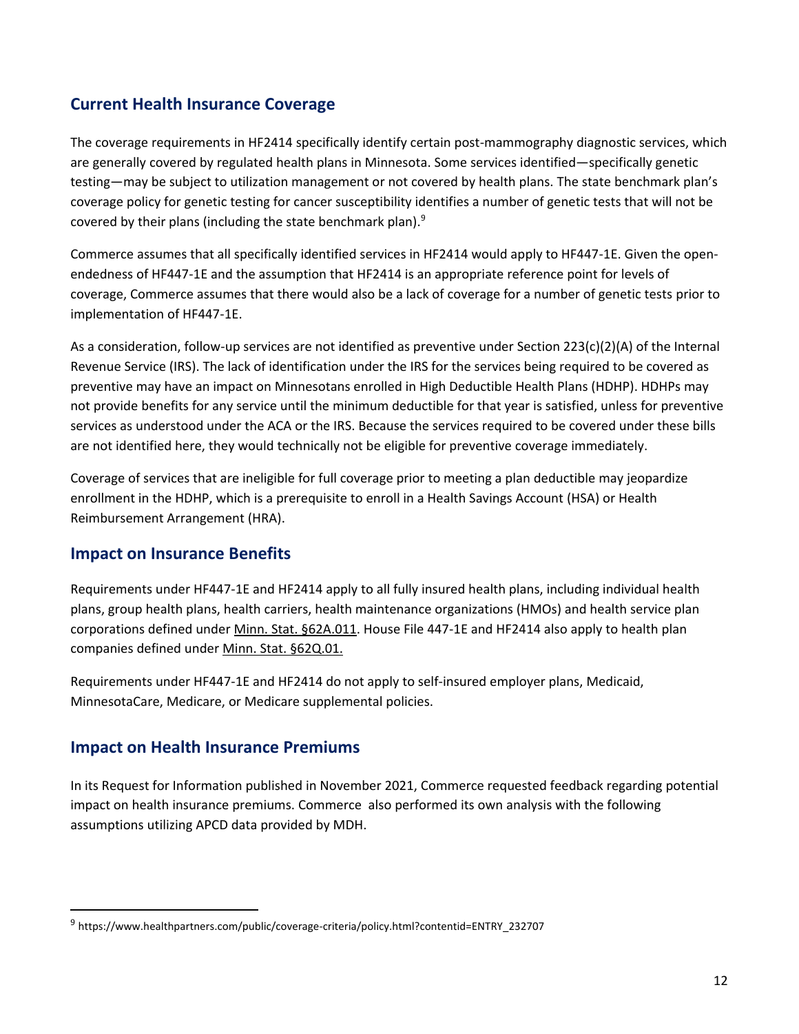## Current Health Insurance Coverage

The coverage requirements in HF2414 specifically identify certain post-mammography diagnostic services, which are generally covered by regulated health plans in Minnesota. Some services identified—specifically genetic testing—may be subject to utilization management or not covered by health plans. The state benchmark plan's coverage policy for genetic testing for cancer susceptibility identifies a number of genetic tests that will not be covered by their plans (including the state benchmark plan).[9]

Commerce assumes that all specifically identified services in HF2414 would apply to HF447-1E. Given the open-endedness of HF447-1E and the assumption that HF2414 is an appropriate reference point for levels of coverage, Commerce assumes that there would also be a lack of coverage for a number of genetic tests prior to implementation of HF447-1E.

As a consideration, follow-up services are not identified as preventive under Section 223(c)(2)(A) of the Internal Revenue Service (IRS). The lack of identification under the IRS for the services being required to be covered as preventive may have an impact on Minnesotans enrolled in High Deductible Health Plans (HDHP). HDHPs may not provide benefits for any service until the minimum deductible for that year is satisfied, unless for preventive services as understood under the ACA or the IRS. Because the services required to be covered under these bills are not identified here, they would technically not be eligible for preventive coverage immediately.

Coverage of services that are ineligible for full coverage prior to meeting a plan deductible may jeopardize enrollment in the HDHP, which is a prerequisite to enroll in a Health Savings Account (HSA) or Health Reimbursement Arrangement (HRA).

## Impact on Insurance Benefits

Requirements under HF447-1E and HF2414 apply to all fully insured health plans, including individual health plans, group health plans, health carriers, health maintenance organizations (HMOs) and health service plan corporations defined under Minn. Stat. §62A.011. House File 447-1E and HF2414 also apply to health plan companies defined under Minn. Stat. §62Q.01.

Requirements under HF447-1E and HF2414 do not apply to self-insured employer plans, Medicaid, MinnesotaCare, Medicare, or Medicare supplemental policies.

## Impact on Health Insurance Premiums

In its Request for Information published in November 2021, Commerce requested feedback regarding potential impact on health insurance premiums. Commerce also performed its own analysis with the following assumptions utilizing APCD data provided by MDH.

---

[9] https://www.healthpartners.com/public/coverage-criteria/policy.html?contentid=ENTRY_232707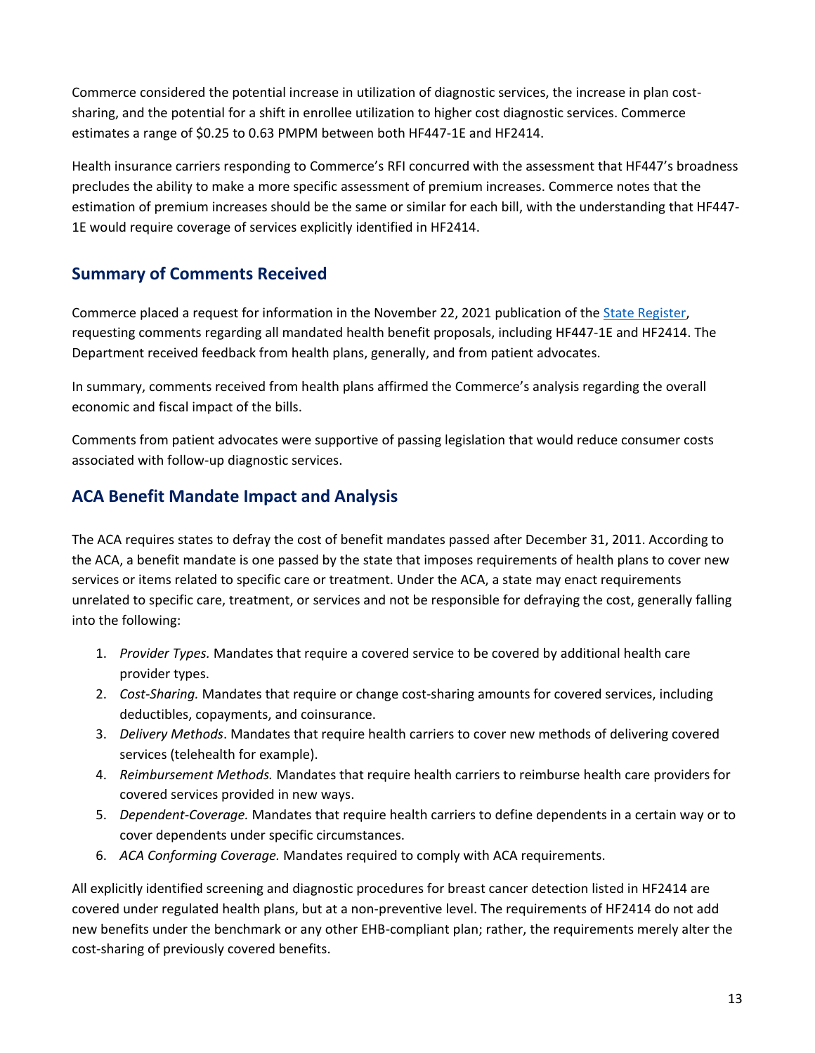Commerce considered the potential increase in utilization of diagnostic services, the increase in plan cost-sharing, and the potential for a shift in enrollee utilization to higher cost diagnostic services. Commerce estimates a range of $0.25 to 0.63 PMPM between both HF447-1E and HF2414.

Health insurance carriers responding to Commerce's RFI concurred with the assessment that HF447's broadness precludes the ability to make a more specific assessment of premium increases. Commerce notes that the estimation of premium increases should be the same or similar for each bill, with the understanding that HF447-1E would require coverage of services explicitly identified in HF2414.

## Summary of Comments Received

Commerce placed a request for information in the November 22, 2021 publication of the [State Register](), requesting comments regarding all mandated health benefit proposals, including HF447-1E and HF2414. The Department received feedback from health plans, generally, and from patient advocates.

In summary, comments received from health plans affirmed the Commerce's analysis regarding the overall economic and fiscal impact of the bills.

Comments from patient advocates were supportive of passing legislation that would reduce consumer costs associated with follow-up diagnostic services.

## ACA Benefit Mandate Impact and Analysis

The ACA requires states to defray the cost of benefit mandates passed after December 31, 2011. According to the ACA, a benefit mandate is one passed by the state that imposes requirements of health plans to cover new services or items related to specific care or treatment. Under the ACA, a state may enact requirements unrelated to specific care, treatment, or services and not be responsible for defraying the cost, generally falling into the following:

1. *Provider Types.* Mandates that require a covered service to be covered by additional health care provider types.
2. *Cost-Sharing.* Mandates that require or change cost-sharing amounts for covered services, including deductibles, copayments, and coinsurance.
3. *Delivery Methods*. Mandates that require health carriers to cover new methods of delivering covered services (telehealth for example).
4. *Reimbursement Methods.* Mandates that require health carriers to reimburse health care providers for covered services provided in new ways.
5. *Dependent-Coverage.* Mandates that require health carriers to define dependents in a certain way or to cover dependents under specific circumstances.
6. *ACA Conforming Coverage.* Mandates required to comply with ACA requirements.

All explicitly identified screening and diagnostic procedures for breast cancer detection listed in HF2414 are covered under regulated health plans, but at a non-preventive level. The requirements of HF2414 do not add new benefits under the benchmark or any other EHB-compliant plan; rather, the requirements merely alter the cost-sharing of previously covered benefits.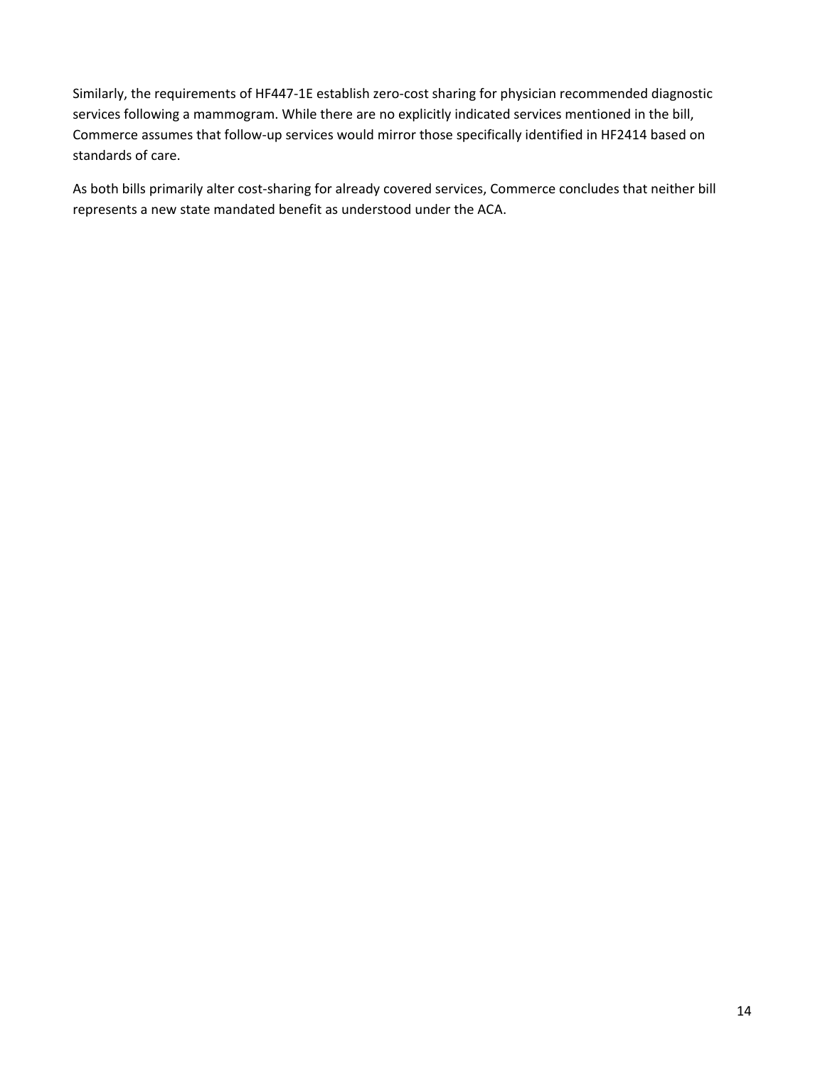Similarly, the requirements of HF447-1E establish zero-cost sharing for physician recommended diagnostic services following a mammogram. While there are no explicitly indicated services mentioned in the bill, Commerce assumes that follow-up services would mirror those specifically identified in HF2414 based on standards of care.

As both bills primarily alter cost-sharing for already covered services, Commerce concludes that neither bill represents a new state mandated benefit as understood under the ACA.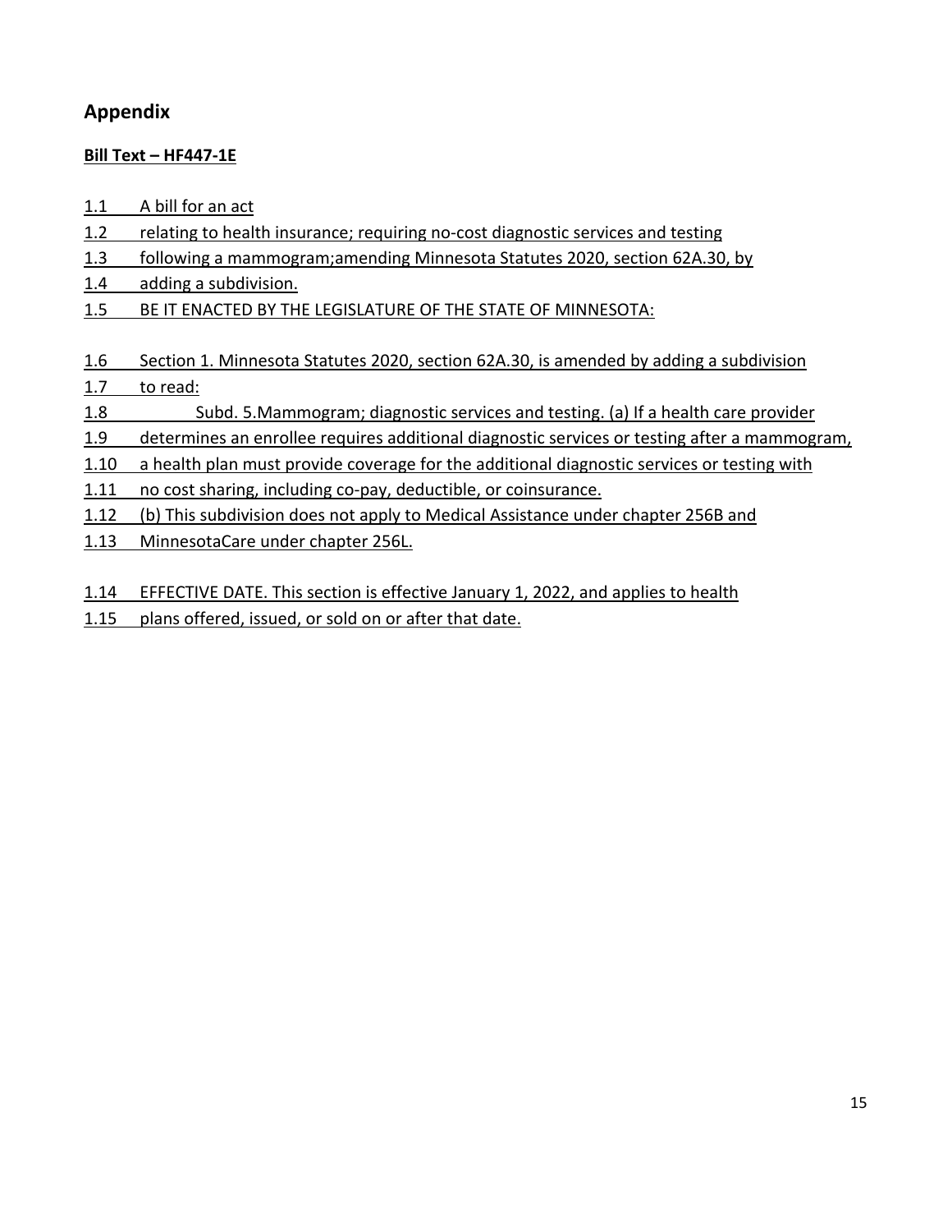## Appendix

**Bill Text – HF447-1E**

1.1 A bill for an act
1.2 relating to health insurance; requiring no-cost diagnostic services and testing
1.3 following a mammogram;amending Minnesota Statutes 2020, section 62A.30, by
1.4 adding a subdivision.
1.5 BE IT ENACTED BY THE LEGISLATURE OF THE STATE OF MINNESOTA:

1.6 Section 1. Minnesota Statutes 2020, section 62A.30, is amended by adding a subdivision
1.7 to read:
1.8 Subd. 5.Mammogram; diagnostic services and testing. (a) If a health care provider
1.9 determines an enrollee requires additional diagnostic services or testing after a mammogram,
1.10 a health plan must provide coverage for the additional diagnostic services or testing with
1.11 no cost sharing, including co-pay, deductible, or coinsurance.
1.12 (b) This subdivision does not apply to Medical Assistance under chapter 256B and
1.13 MinnesotaCare under chapter 256L.

1.14 EFFECTIVE DATE. This section is effective January 1, 2022, and applies to health
1.15 plans offered, issued, or sold on or after that date.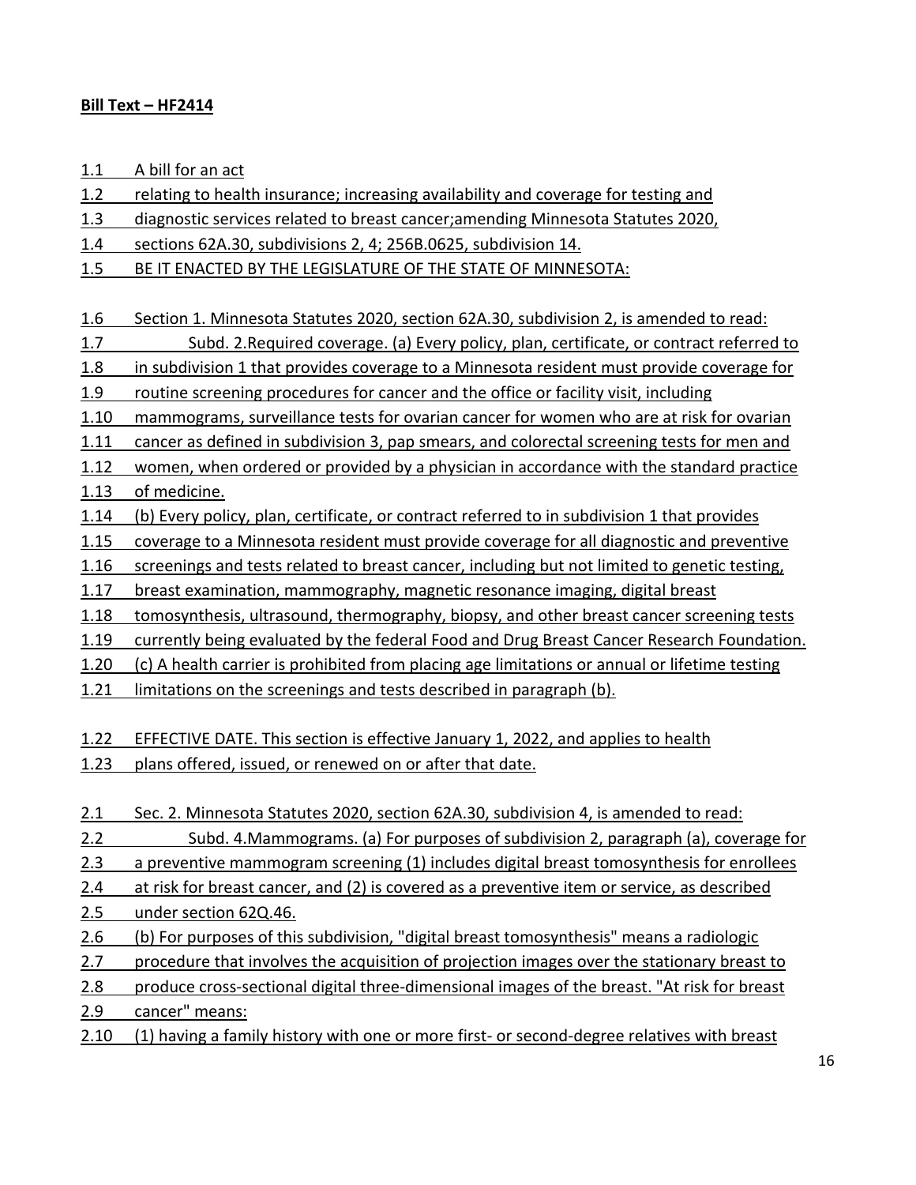**Bill Text – HF2414**

1.1 A bill for an act
1.2 relating to health insurance; increasing availability and coverage for testing and
1.3 diagnostic services related to breast cancer;amending Minnesota Statutes 2020,
1.4 sections 62A.30, subdivisions 2, 4; 256B.0625, subdivision 14.
1.5 BE IT ENACTED BY THE LEGISLATURE OF THE STATE OF MINNESOTA:

1.6 Section 1. Minnesota Statutes 2020, section 62A.30, subdivision 2, is amended to read:
1.7 Subd. 2.Required coverage. (a) Every policy, plan, certificate, or contract referred to
1.8 in subdivision 1 that provides coverage to a Minnesota resident must provide coverage for
1.9 routine screening procedures for cancer and the office or facility visit, including
1.10 mammograms, surveillance tests for ovarian cancer for women who are at risk for ovarian
1.11 cancer as defined in subdivision 3, pap smears, and colorectal screening tests for men and
1.12 women, when ordered or provided by a physician in accordance with the standard practice
1.13 of medicine.
1.14 (b) Every policy, plan, certificate, or contract referred to in subdivision 1 that provides
1.15 coverage to a Minnesota resident must provide coverage for all diagnostic and preventive
1.16 screenings and tests related to breast cancer, including but not limited to genetic testing,
1.17 breast examination, mammography, magnetic resonance imaging, digital breast
1.18 tomosynthesis, ultrasound, thermography, biopsy, and other breast cancer screening tests
1.19 currently being evaluated by the federal Food and Drug Breast Cancer Research Foundation.
1.20 (c) A health carrier is prohibited from placing age limitations or annual or lifetime testing
1.21 limitations on the screenings and tests described in paragraph (b).

1.22 EFFECTIVE DATE. This section is effective January 1, 2022, and applies to health
1.23 plans offered, issued, or renewed on or after that date.

2.1 Sec. 2. Minnesota Statutes 2020, section 62A.30, subdivision 4, is amended to read:
2.2 Subd. 4.Mammograms. (a) For purposes of subdivision 2, paragraph (a), coverage for
2.3 a preventive mammogram screening (1) includes digital breast tomosynthesis for enrollees
2.4 at risk for breast cancer, and (2) is covered as a preventive item or service, as described
2.5 under section 62Q.46.
2.6 (b) For purposes of this subdivision, "digital breast tomosynthesis" means a radiologic
2.7 procedure that involves the acquisition of projection images over the stationary breast to
2.8 produce cross-sectional digital three-dimensional images of the breast. "At risk for breast
2.9 cancer" means:
2.10 (1) having a family history with one or more first- or second-degree relatives with breast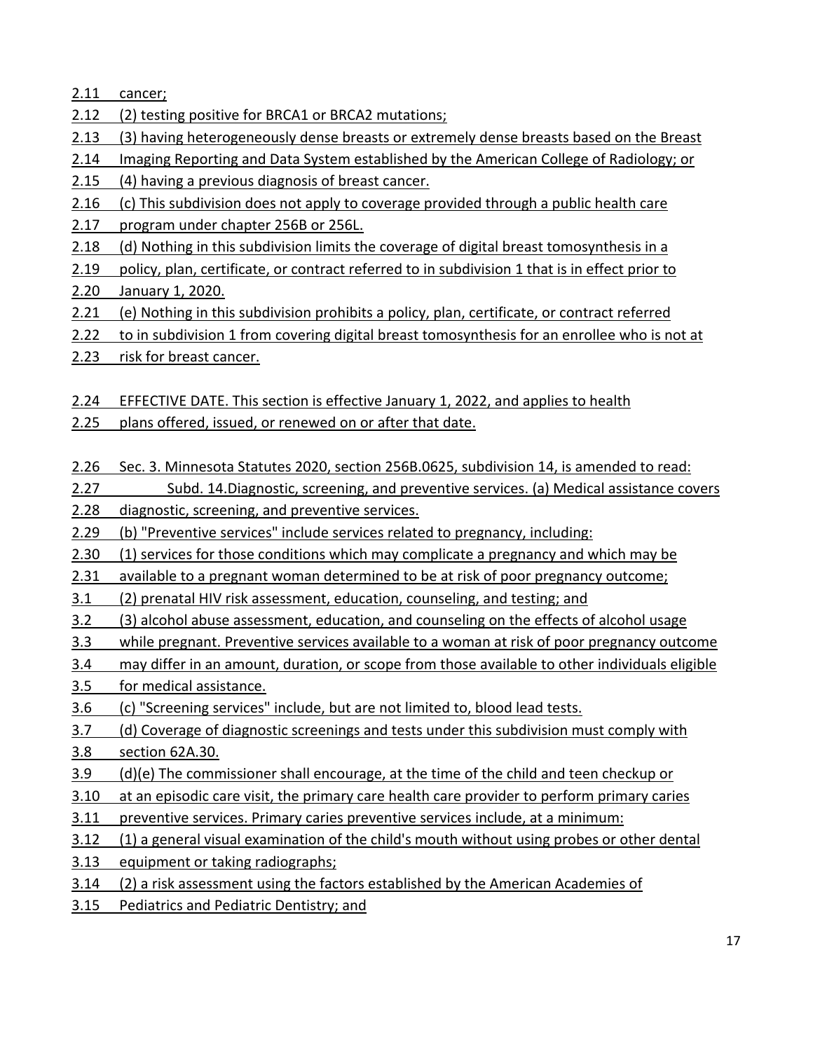2.11 cancer;

2.12 (2) testing positive for BRCA1 or BRCA2 mutations;

2.13 (3) having heterogeneously dense breasts or extremely dense breasts based on the Breast

2.14 Imaging Reporting and Data System established by the American College of Radiology; or

2.15 (4) having a previous diagnosis of breast cancer.

2.16 (c) This subdivision does not apply to coverage provided through a public health care

2.17 program under chapter 256B or 256L.

2.18 (d) Nothing in this subdivision limits the coverage of digital breast tomosynthesis in a

2.19 policy, plan, certificate, or contract referred to in subdivision 1 that is in effect prior to

2.20 January 1, 2020.

2.21 (e) Nothing in this subdivision prohibits a policy, plan, certificate, or contract referred

2.22 to in subdivision 1 from covering digital breast tomosynthesis for an enrollee who is not at

2.23 risk for breast cancer.

2.24 EFFECTIVE DATE. This section is effective January 1, 2022, and applies to health

2.25 plans offered, issued, or renewed on or after that date.

2.26 Sec. 3. Minnesota Statutes 2020, section 256B.0625, subdivision 14, is amended to read:

2.27 Subd. 14.Diagnostic, screening, and preventive services. (a) Medical assistance covers

2.28 diagnostic, screening, and preventive services.

2.29 (b) "Preventive services" include services related to pregnancy, including:

2.30 (1) services for those conditions which may complicate a pregnancy and which may be

2.31 available to a pregnant woman determined to be at risk of poor pregnancy outcome;

3.1 (2) prenatal HIV risk assessment, education, counseling, and testing; and

3.2 (3) alcohol abuse assessment, education, and counseling on the effects of alcohol usage

3.3 while pregnant. Preventive services available to a woman at risk of poor pregnancy outcome

3.4 may differ in an amount, duration, or scope from those available to other individuals eligible

3.5 for medical assistance.

3.6 (c) "Screening services" include, but are not limited to, blood lead tests.

3.7 (d) Coverage of diagnostic screenings and tests under this subdivision must comply with

3.8 section 62A.30.

3.9 (d)(e) The commissioner shall encourage, at the time of the child and teen checkup or

3.10 at an episodic care visit, the primary care health care provider to perform primary caries

3.11 preventive services. Primary caries preventive services include, at a minimum:

3.12 (1) a general visual examination of the child's mouth without using probes or other dental

3.13 equipment or taking radiographs;

3.14 (2) a risk assessment using the factors established by the American Academies of

3.15 Pediatrics and Pediatric Dentistry; and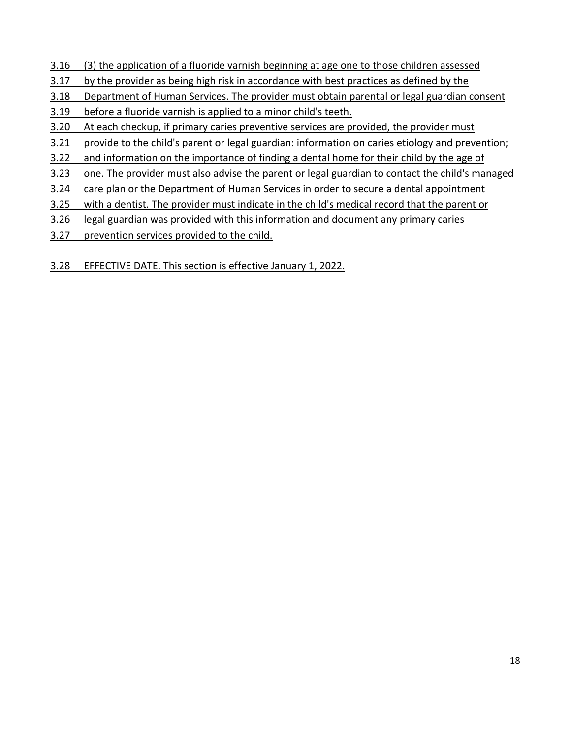3.16 (3) the application of a fluoride varnish beginning at age one to those children assessed
3.17 by the provider as being high risk in accordance with best practices as defined by the
3.18 Department of Human Services. The provider must obtain parental or legal guardian consent
3.19 before a fluoride varnish is applied to a minor child's teeth.
3.20 At each checkup, if primary caries preventive services are provided, the provider must
3.21 provide to the child's parent or legal guardian: information on caries etiology and prevention;
3.22 and information on the importance of finding a dental home for their child by the age of
3.23 one. The provider must also advise the parent or legal guardian to contact the child's managed
3.24 care plan or the Department of Human Services in order to secure a dental appointment
3.25 with a dentist. The provider must indicate in the child's medical record that the parent or
3.26 legal guardian was provided with this information and document any primary caries
3.27 prevention services provided to the child.

3.28 EFFECTIVE DATE. This section is effective January 1, 2022.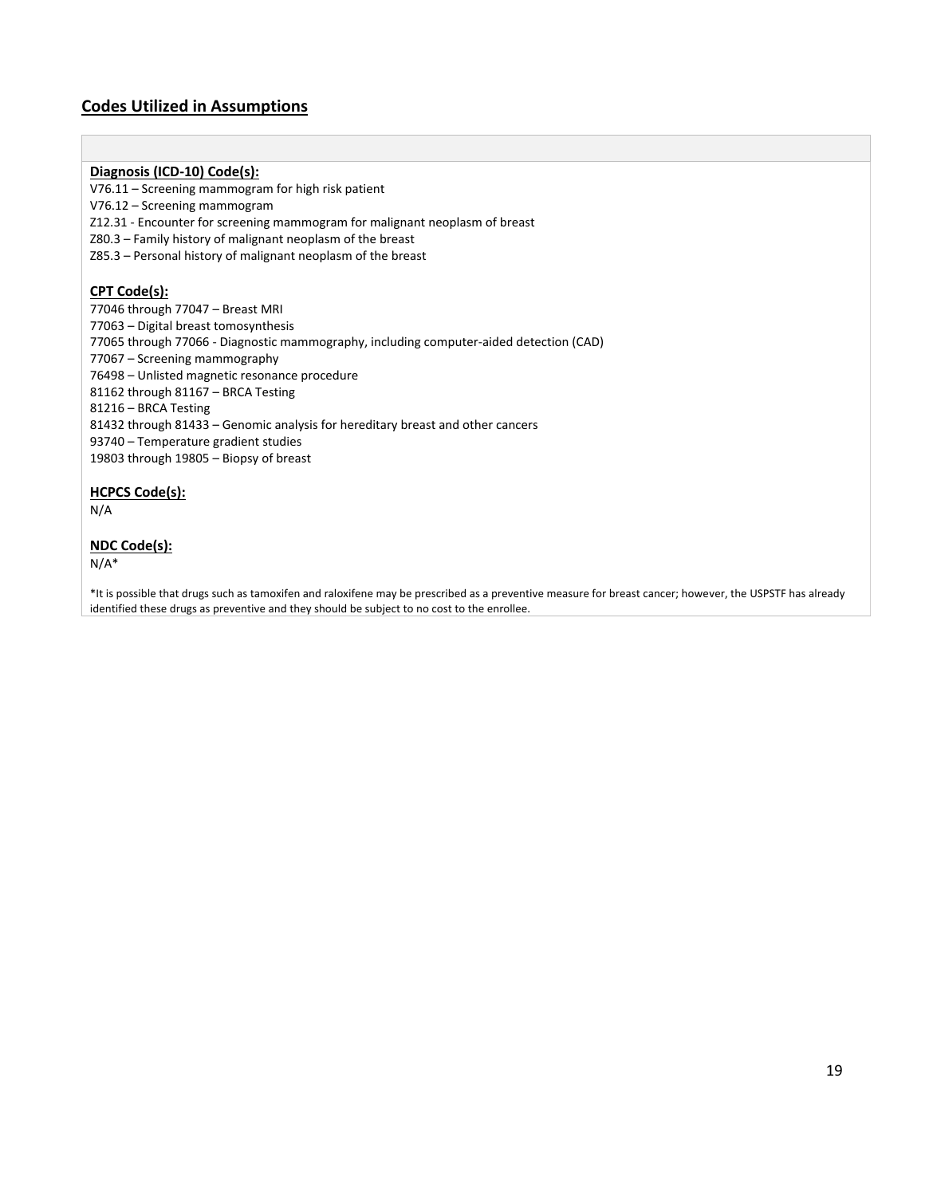## Codes Utilized in Assumptions

**Diagnosis (ICD-10) Code(s):**

V76.11 – Screening mammogram for high risk patient
V76.12 – Screening mammogram
Z12.31 - Encounter for screening mammogram for malignant neoplasm of breast
Z80.3 – Family history of malignant neoplasm of the breast
Z85.3 – Personal history of malignant neoplasm of the breast

**CPT Code(s):**

77046 through 77047 – Breast MRI
77063 – Digital breast tomosynthesis
77065 through 77066 - Diagnostic mammography, including computer-aided detection (CAD)
77067 – Screening mammography
76498 – Unlisted magnetic resonance procedure
81162 through 81167 – BRCA Testing
81216 – BRCA Testing
81432 through 81433 – Genomic analysis for hereditary breast and other cancers
93740 – Temperature gradient studies
19803 through 19805 – Biopsy of breast

**HCPCS Code(s):**

N/A

**NDC Code(s):**

N/A*

*It is possible that drugs such as tamoxifen and raloxifene may be prescribed as a preventive measure for breast cancer; however, the USPSTF has already identified these drugs as preventive and they should be subject to no cost to the enrollee.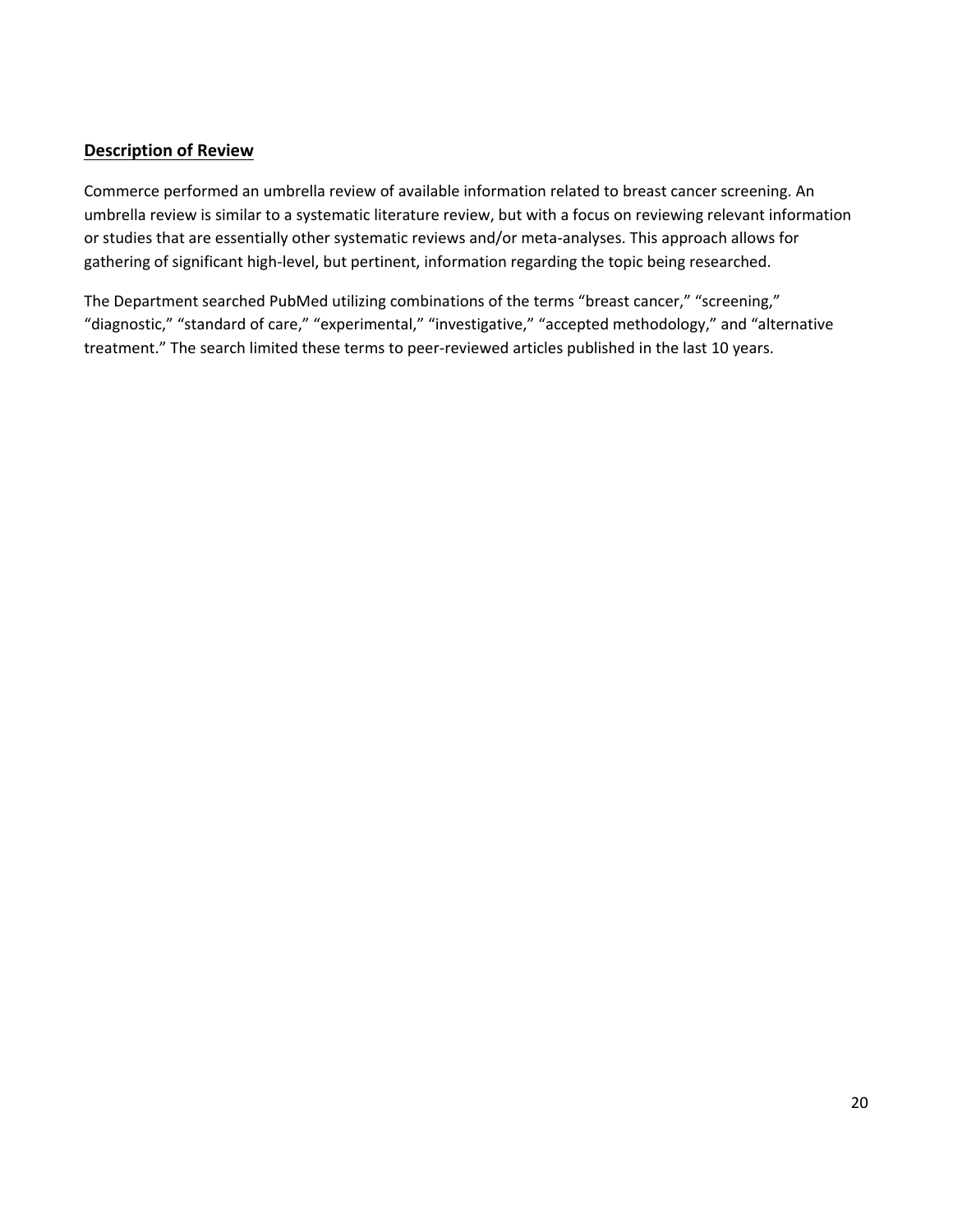## Description of Review

Commerce performed an umbrella review of available information related to breast cancer screening. An umbrella review is similar to a systematic literature review, but with a focus on reviewing relevant information or studies that are essentially other systematic reviews and/or meta-analyses. This approach allows for gathering of significant high-level, but pertinent, information regarding the topic being researched.

The Department searched PubMed utilizing combinations of the terms "breast cancer," "screening," "diagnostic," "standard of care," "experimental," "investigative," "accepted methodology," and "alternative treatment." The search limited these terms to peer-reviewed articles published in the last 10 years.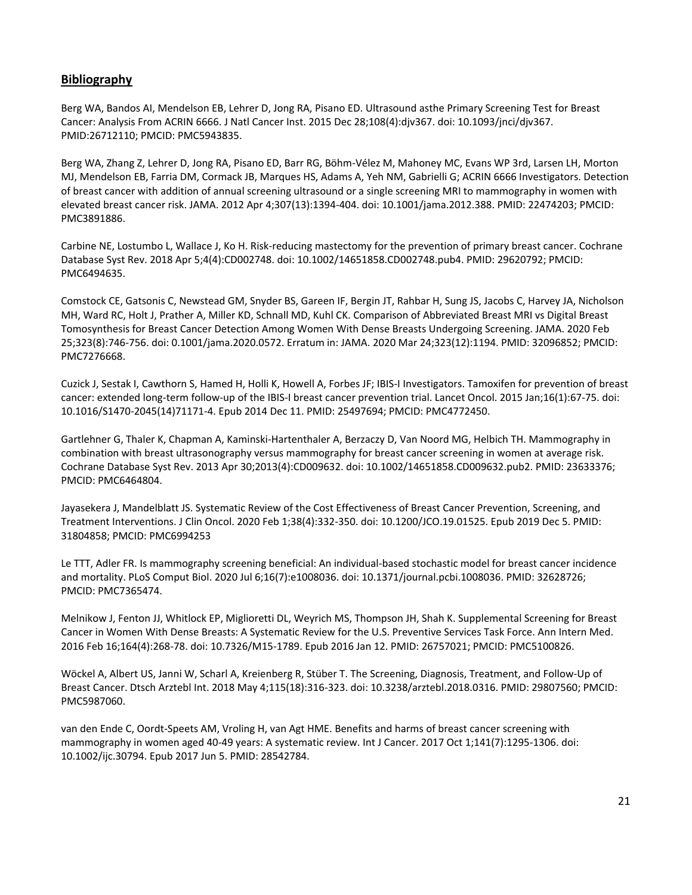## Bibliography

Berg WA, Bandos AI, Mendelson EB, Lehrer D, Jong RA, Pisano ED. Ultrasound asthe Primary Screening Test for Breast Cancer: Analysis From ACRIN 6666. J Natl Cancer Inst. 2015 Dec 28;108(4):djv367. doi: 10.1093/jnci/djv367. PMID:26712110; PMCID: PMC5943835.

Berg WA, Zhang Z, Lehrer D, Jong RA, Pisano ED, Barr RG, Böhm-Vélez M, Mahoney MC, Evans WP 3rd, Larsen LH, Morton MJ, Mendelson EB, Farria DM, Cormack JB, Marques HS, Adams A, Yeh NM, Gabrielli G; ACRIN 6666 Investigators. Detection of breast cancer with addition of annual screening ultrasound or a single screening MRI to mammography in women with elevated breast cancer risk. JAMA. 2012 Apr 4;307(13):1394-404. doi: 10.1001/jama.2012.388. PMID: 22474203; PMCID: PMC3891886.

Carbine NE, Lostumbo L, Wallace J, Ko H. Risk-reducing mastectomy for the prevention of primary breast cancer. Cochrane Database Syst Rev. 2018 Apr 5;4(4):CD002748. doi: 10.1002/14651858.CD002748.pub4. PMID: 29620792; PMCID: PMC6494635.

Comstock CE, Gatsonis C, Newstead GM, Snyder BS, Gareen IF, Bergin JT, Rahbar H, Sung JS, Jacobs C, Harvey JA, Nicholson MH, Ward RC, Holt J, Prather A, Miller KD, Schnall MD, Kuhl CK. Comparison of Abbreviated Breast MRI vs Digital Breast Tomosynthesis for Breast Cancer Detection Among Women With Dense Breasts Undergoing Screening. JAMA. 2020 Feb 25;323(8):746-756. doi: 0.1001/jama.2020.0572. Erratum in: JAMA. 2020 Mar 24;323(12):1194. PMID: 32096852; PMCID: PMC7276668.

Cuzick J, Sestak I, Cawthorn S, Hamed H, Holli K, Howell A, Forbes JF; IBIS-I Investigators. Tamoxifen for prevention of breast cancer: extended long-term follow-up of the IBIS-I breast cancer prevention trial. Lancet Oncol. 2015 Jan;16(1):67-75. doi: 10.1016/S1470-2045(14)71171-4. Epub 2014 Dec 11. PMID: 25497694; PMCID: PMC4772450.

Gartlehner G, Thaler K, Chapman A, Kaminski-Hartenthaler A, Berzaczy D, Van Noord MG, Helbich TH. Mammography in combination with breast ultrasonography versus mammography for breast cancer screening in women at average risk. Cochrane Database Syst Rev. 2013 Apr 30;2013(4):CD009632. doi: 10.1002/14651858.CD009632.pub2. PMID: 23633376; PMCID: PMC6464804.

Jayasekera J, Mandelblatt JS. Systematic Review of the Cost Effectiveness of Breast Cancer Prevention, Screening, and Treatment Interventions. J Clin Oncol. 2020 Feb 1;38(4):332-350. doi: 10.1200/JCO.19.01525. Epub 2019 Dec 5. PMID: 31804858; PMCID: PMC6994253

Le TTT, Adler FR. Is mammography screening beneficial: An individual-based stochastic model for breast cancer incidence and mortality. PLoS Comput Biol. 2020 Jul 6;16(7):e1008036. doi: 10.1371/journal.pcbi.1008036. PMID: 32628726; PMCID: PMC7365474.

Melnikow J, Fenton JJ, Whitlock EP, Miglioretti DL, Weyrich MS, Thompson JH, Shah K. Supplemental Screening for Breast Cancer in Women With Dense Breasts: A Systematic Review for the U.S. Preventive Services Task Force. Ann Intern Med. 2016 Feb 16;164(4):268-78. doi: 10.7326/M15-1789. Epub 2016 Jan 12. PMID: 26757021; PMCID: PMC5100826.

Wöckel A, Albert US, Janni W, Scharl A, Kreienberg R, Stüber T. The Screening, Diagnosis, Treatment, and Follow-Up of Breast Cancer. Dtsch Arztebl Int. 2018 May 4;115(18):316-323. doi: 10.3238/arztebl.2018.0316. PMID: 29807560; PMCID: PMC5987060.

van den Ende C, Oordt-Speets AM, Vroling H, van Agt HME. Benefits and harms of breast cancer screening with mammography in women aged 40-49 years: A systematic review. Int J Cancer. 2017 Oct 1;141(7):1295-1306. doi: 10.1002/ijc.30794. Epub 2017 Jun 5. PMID: 28542784.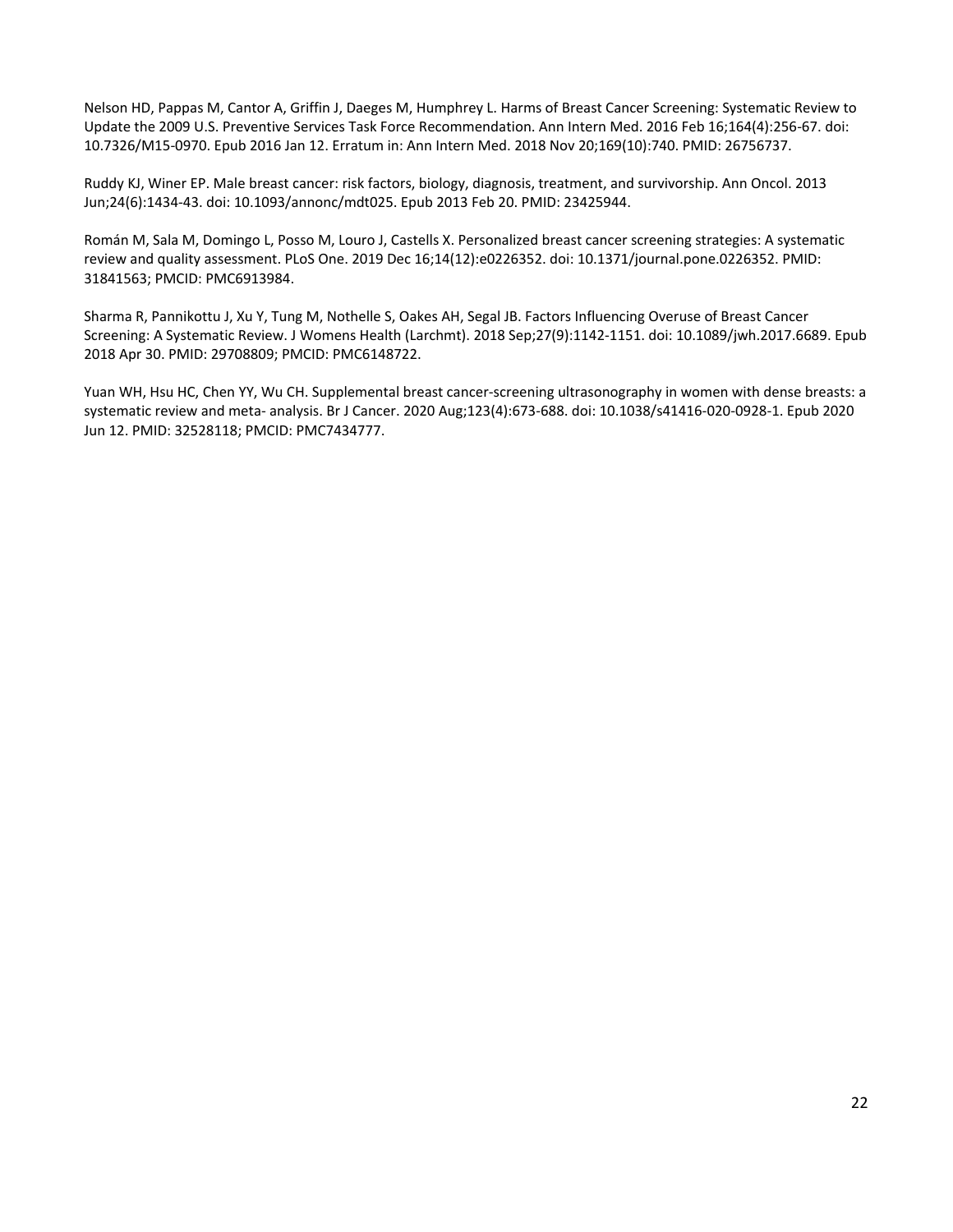Nelson HD, Pappas M, Cantor A, Griffin J, Daeges M, Humphrey L. Harms of Breast Cancer Screening: Systematic Review to Update the 2009 U.S. Preventive Services Task Force Recommendation. Ann Intern Med. 2016 Feb 16;164(4):256-67. doi: 10.7326/M15-0970. Epub 2016 Jan 12. Erratum in: Ann Intern Med. 2018 Nov 20;169(10):740. PMID: 26756737.

Ruddy KJ, Winer EP. Male breast cancer: risk factors, biology, diagnosis, treatment, and survivorship. Ann Oncol. 2013 Jun;24(6):1434-43. doi: 10.1093/annonc/mdt025. Epub 2013 Feb 20. PMID: 23425944.

Román M, Sala M, Domingo L, Posso M, Louro J, Castells X. Personalized breast cancer screening strategies: A systematic review and quality assessment. PLoS One. 2019 Dec 16;14(12):e0226352. doi: 10.1371/journal.pone.0226352. PMID: 31841563; PMCID: PMC6913984.

Sharma R, Pannikottu J, Xu Y, Tung M, Nothelle S, Oakes AH, Segal JB. Factors Influencing Overuse of Breast Cancer Screening: A Systematic Review. J Womens Health (Larchmt). 2018 Sep;27(9):1142-1151. doi: 10.1089/jwh.2017.6689. Epub 2018 Apr 30. PMID: 29708809; PMCID: PMC6148722.

Yuan WH, Hsu HC, Chen YY, Wu CH. Supplemental breast cancer-screening ultrasonography in women with dense breasts: a systematic review and meta- analysis. Br J Cancer. 2020 Aug;123(4):673-688. doi: 10.1038/s41416-020-0928-1. Epub 2020 Jun 12. PMID: 32528118; PMCID: PMC7434777.